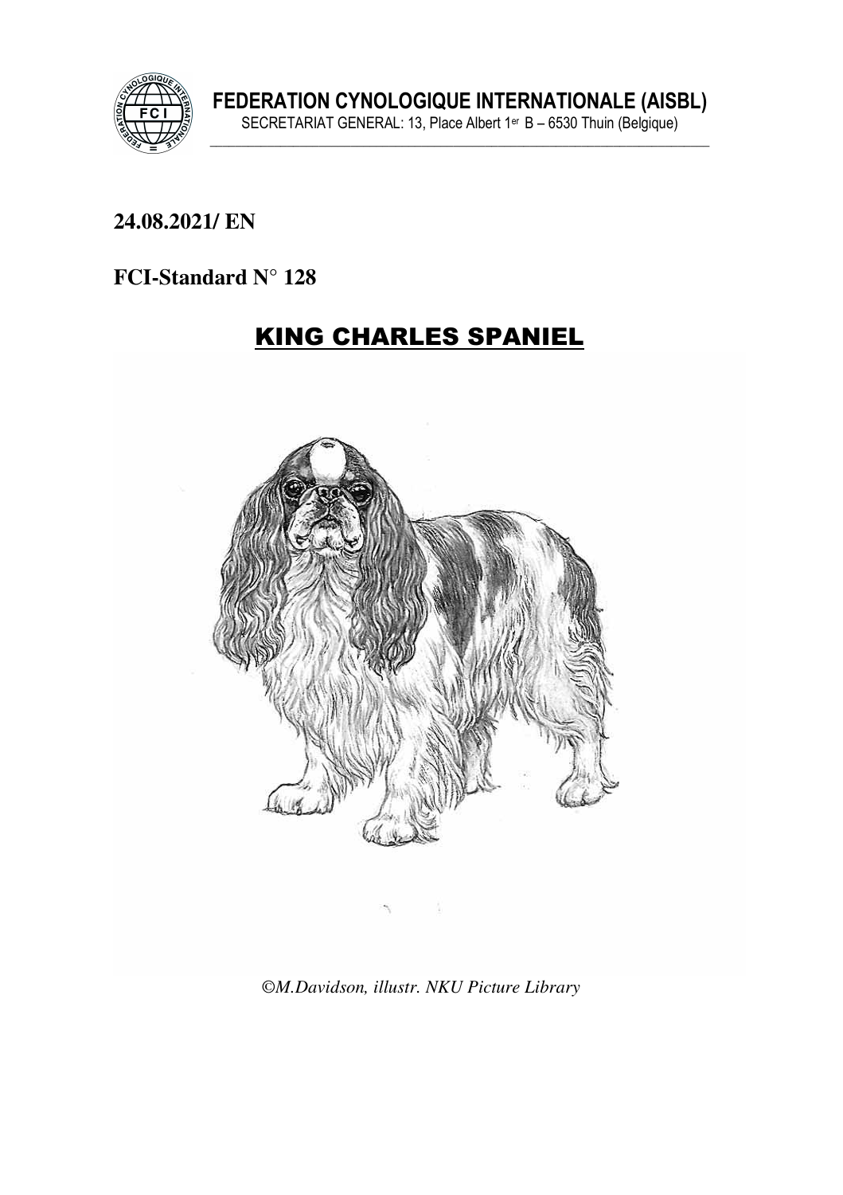**FEDERATION CYNOLOGIQUE INTERNATIONALE (AISBL)**
SECRETARIAT GENERAL: 13, Place Albert 1er B – 6530 Thuin (Belgique)

**24.08.2021/ EN**

**FCI-Standard N° 128**

# KING CHARLES SPANIEL

*©M.Davidson, illustr. NKU Picture Library*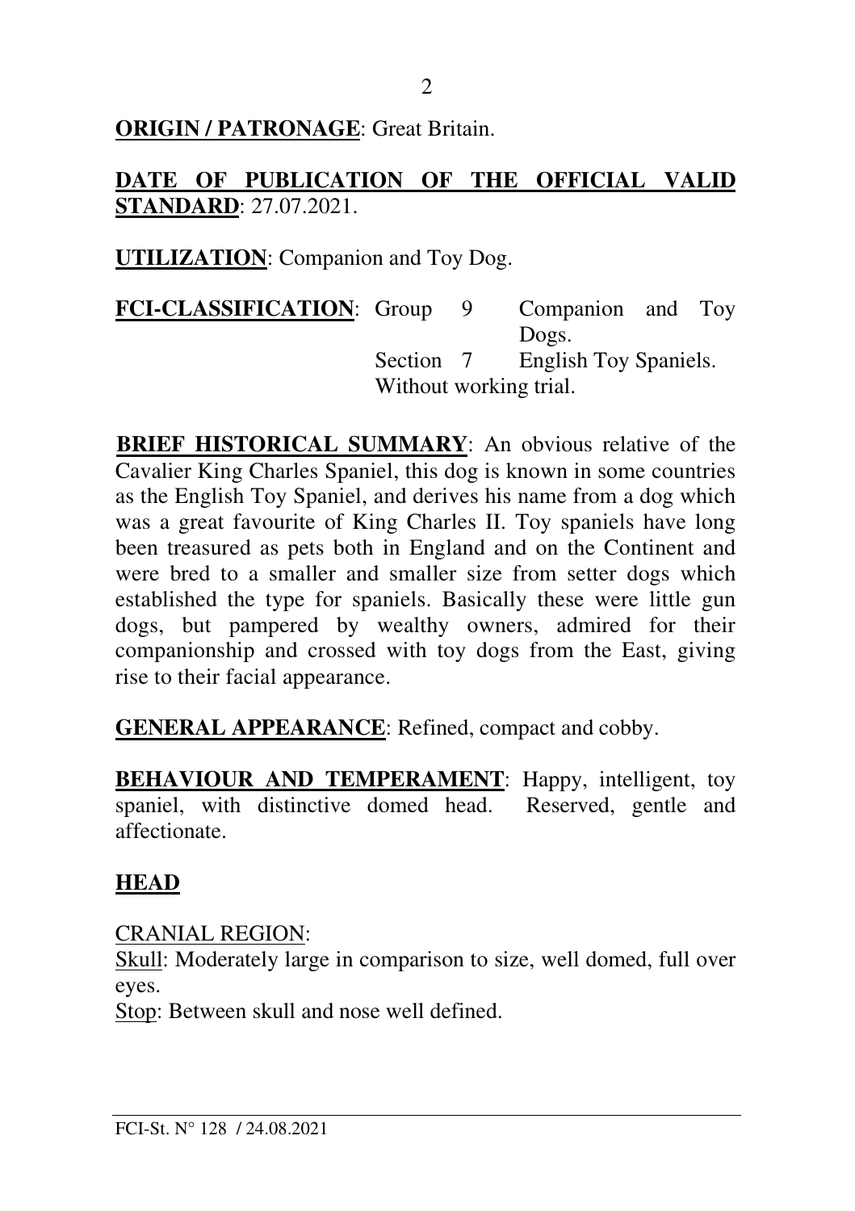**ORIGIN / PATRONAGE**: Great Britain.

**DATE OF PUBLICATION OF THE OFFICIAL VALID STANDARD**: 27.07.2021.

**UTILIZATION**: Companion and Toy Dog.

**FCI-CLASSIFICATION**: Group 9 Companion and Toy Dogs.
Section 7 English Toy Spaniels.
Without working trial.

**BRIEF HISTORICAL SUMMARY**: An obvious relative of the Cavalier King Charles Spaniel, this dog is known in some countries as the English Toy Spaniel, and derives his name from a dog which was a great favourite of King Charles II. Toy spaniels have long been treasured as pets both in England and on the Continent and were bred to a smaller and smaller size from setter dogs which established the type for spaniels. Basically these were little gun dogs, but pampered by wealthy owners, admired for their companionship and crossed with toy dogs from the East, giving rise to their facial appearance.

**GENERAL APPEARANCE**: Refined, compact and cobby.

**BEHAVIOUR AND TEMPERAMENT**: Happy, intelligent, toy spaniel, with distinctive domed head. Reserved, gentle and affectionate.

## HEAD

CRANIAL REGION:
Skull: Moderately large in comparison to size, well domed, full over eyes.
Stop: Between skull and nose well defined.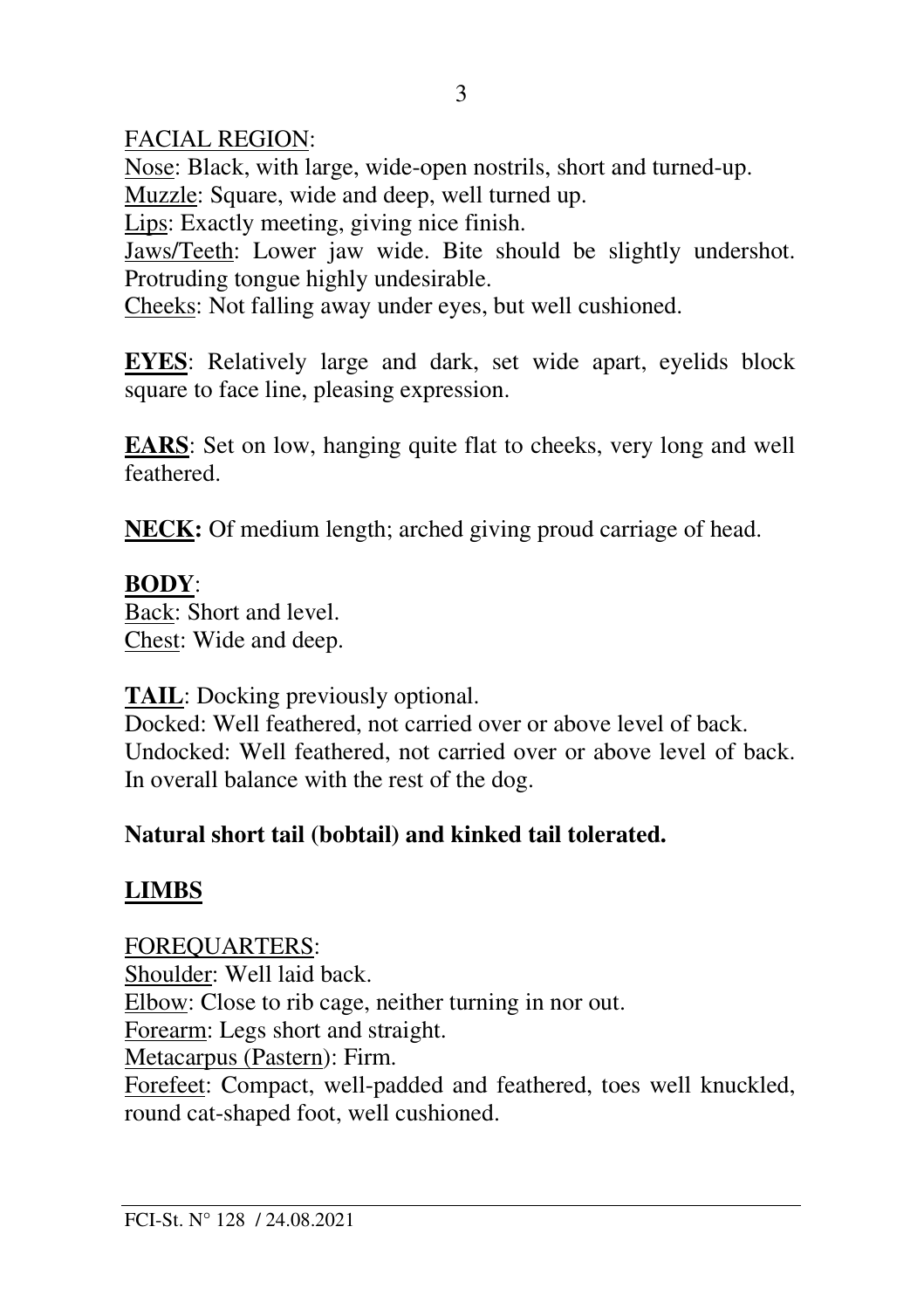FACIAL REGION:

Nose: Black, with large, wide-open nostrils, short and turned-up.

Muzzle: Square, wide and deep, well turned up.

Lips: Exactly meeting, giving nice finish.

Jaws/Teeth: Lower jaw wide. Bite should be slightly undershot. Protruding tongue highly undesirable.

Cheeks: Not falling away under eyes, but well cushioned.

**EYES**: Relatively large and dark, set wide apart, eyelids block square to face line, pleasing expression.

**EARS**: Set on low, hanging quite flat to cheeks, very long and well feathered.

**NECK:** Of medium length; arched giving proud carriage of head.

**BODY**:

Back: Short and level.

Chest: Wide and deep.

**TAIL**: Docking previously optional.

Docked: Well feathered, not carried over or above level of back.

Undocked: Well feathered, not carried over or above level of back. In overall balance with the rest of the dog.

**Natural short tail (bobtail) and kinked tail tolerated.**

## LIMBS

FOREQUARTERS:

Shoulder: Well laid back.

Elbow: Close to rib cage, neither turning in nor out.

Forearm: Legs short and straight.

Metacarpus (Pastern): Firm.

Forefeet: Compact, well-padded and feathered, toes well knuckled, round cat-shaped foot, well cushioned.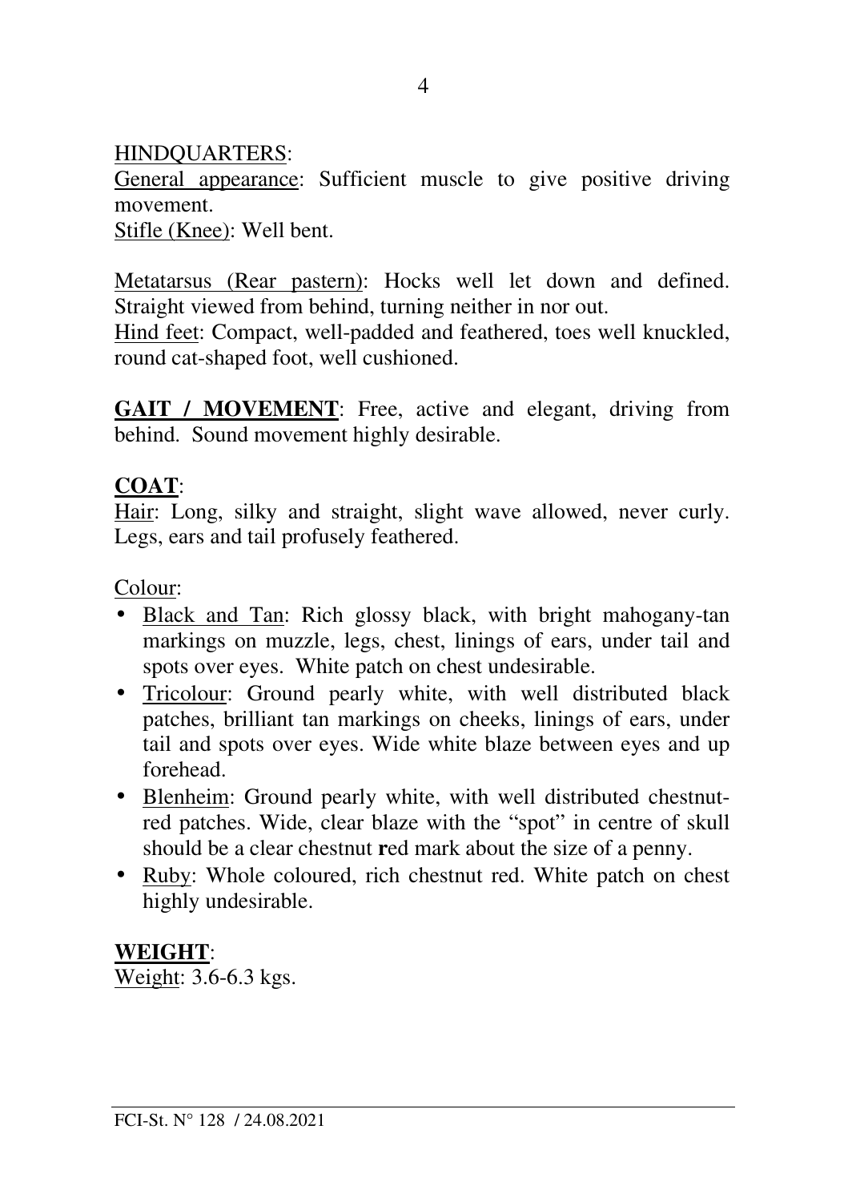HINDQUARTERS:

General appearance: Sufficient muscle to give positive driving movement.
Stifle (Knee): Well bent.

Metatarsus (Rear pastern): Hocks well let down and defined. Straight viewed from behind, turning neither in nor out.
Hind feet: Compact, well-padded and feathered, toes well knuckled, round cat-shaped foot, well cushioned.

**GAIT / MOVEMENT**: Free, active and elegant, driving from behind. Sound movement highly desirable.

**COAT**:

Hair: Long, silky and straight, slight wave allowed, never curly. Legs, ears and tail profusely feathered.

Colour:

- Black and Tan: Rich glossy black, with bright mahogany-tan markings on muzzle, legs, chest, linings of ears, under tail and spots over eyes. White patch on chest undesirable.
- Tricolour: Ground pearly white, with well distributed black patches, brilliant tan markings on cheeks, linings of ears, under tail and spots over eyes. Wide white blaze between eyes and up forehead.
- Blenheim: Ground pearly white, with well distributed chestnut-red patches. Wide, clear blaze with the "spot" in centre of skull should be a clear chestnut **r**ed mark about the size of a penny.
- Ruby: Whole coloured, rich chestnut red. White patch on chest highly undesirable.

**WEIGHT**:

Weight: 3.6-6.3 kgs.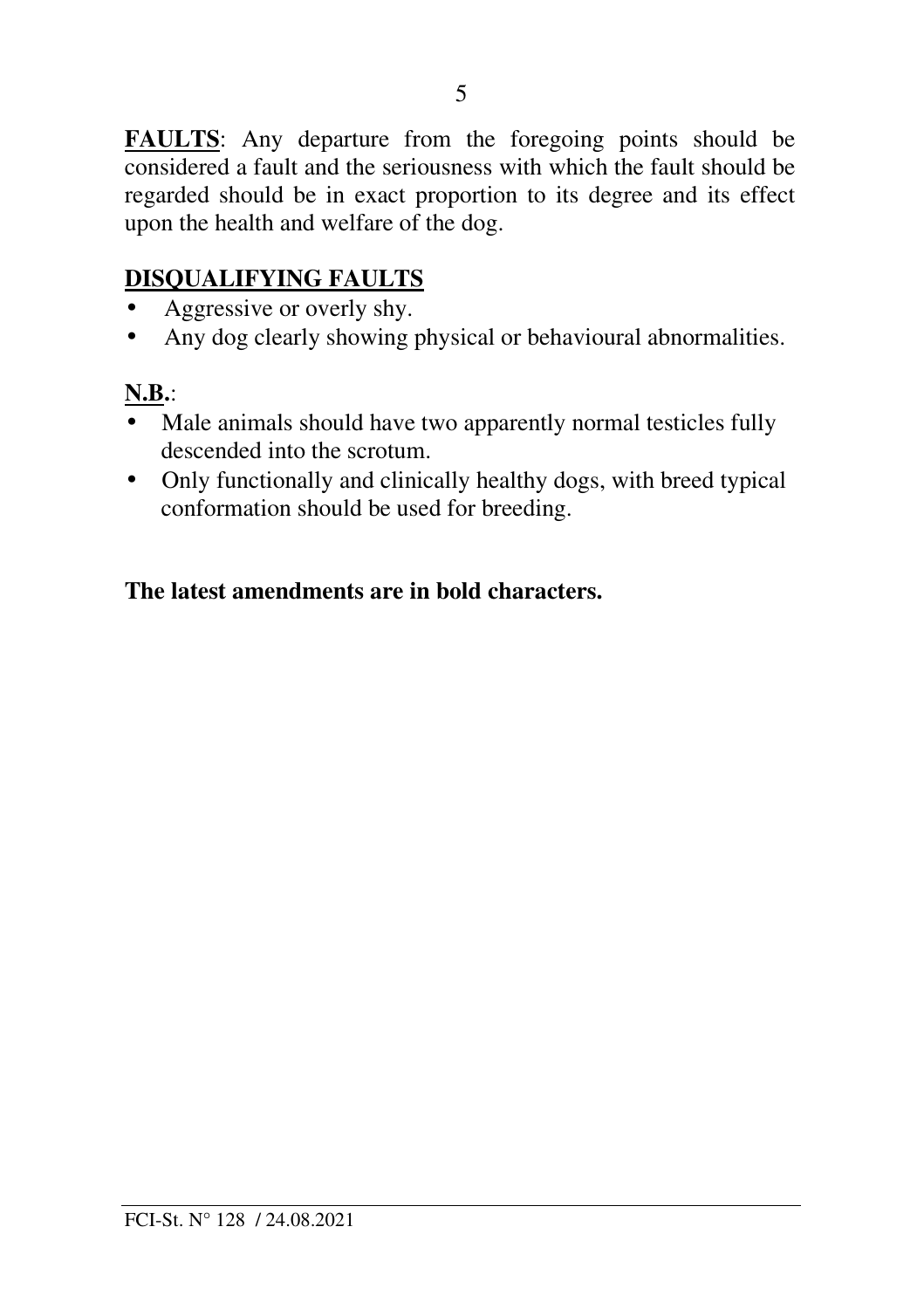**FAULTS**: Any departure from the foregoing points should be considered a fault and the seriousness with which the fault should be regarded should be in exact proportion to its degree and its effect upon the health and welfare of the dog.

## DISQUALIFYING FAULTS

- Aggressive or overly shy.
- Any dog clearly showing physical or behavioural abnormalities.

**N.B.**:

- Male animals should have two apparently normal testicles fully descended into the scrotum.
- Only functionally and clinically healthy dogs, with breed typical conformation should be used for breeding.

**The latest amendments are in bold characters.**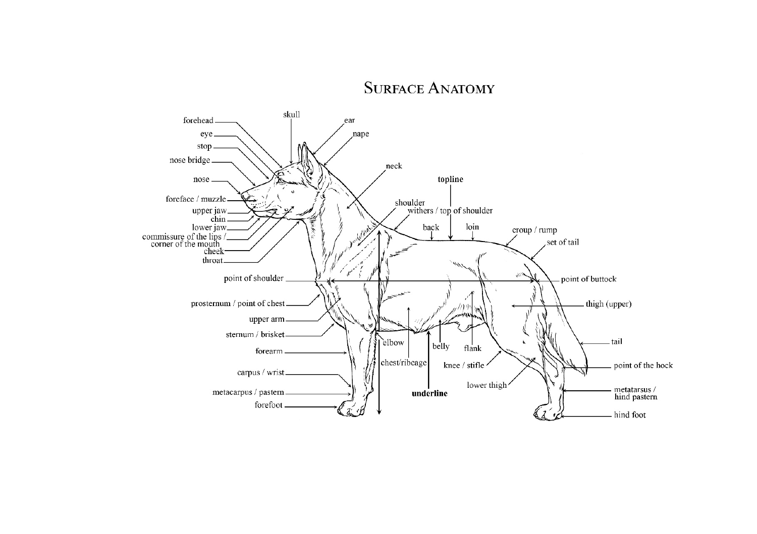# Surface Anatomy

forehead
eye
stop
nose bridge
nose
foreface / muzzle
upper jaw
chin
lower jaw
commissure of the lips / corner of the mouth
cheek
throat
skull
ear
nape
neck
topline
shoulder
withers / top of shoulder
back
loin
croup / rump
set of tail
point of shoulder
point of buttock
prosternum / point of chest
thigh (upper)
upper arm
sternum / brisket
tail
elbow
belly
flank
forearm
chest/ribcage
knee / stifle
point of the hock
carpus / wrist
lower thigh
metacarpus / pastern
underline
metatarsus / hind pastern
forefoot
hind foot